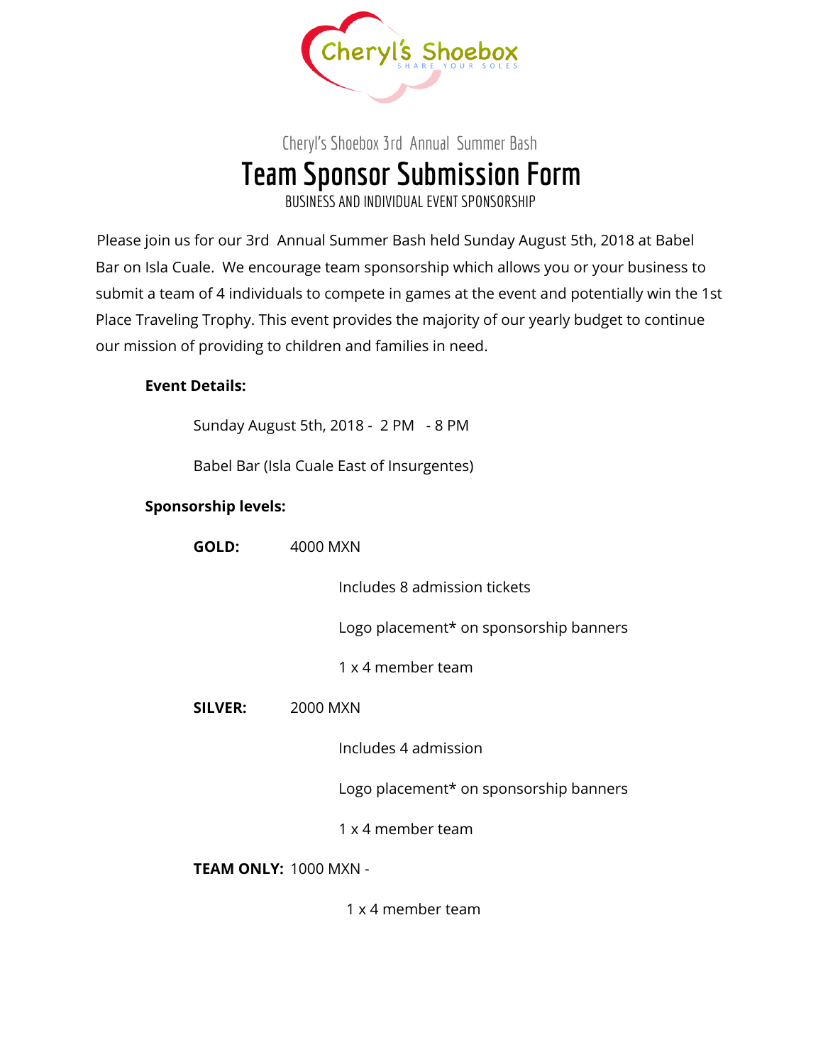Cheryl's Shoebox

SHARE YOUR SOLES

Cheryl's Shoebox 3rd Annual Summer Bash

# Team Sponsor Submission Form

BUSINESS AND INDIVIDUAL EVENT SPONSORSHIP

Please join us for our 3rd Annual Summer Bash held Sunday August 5th, 2018 at Babel Bar on Isla Cuale. We encourage team sponsorship which allows you or your business to submit a team of 4 individuals to compete in games at the event and potentially win the 1st Place Traveling Trophy. This event provides the majority of our yearly budget to continue our mission of providing to children and families in need.

**Event Details:**

Sunday August 5th, 2018 - 2 PM - 8 PM

Babel Bar (Isla Cuale East of Insurgentes)

**Sponsorship levels:**

**GOLD:** 4000 MXN

- Includes 8 admission tickets
- Logo placement* on sponsorship banners
- 1 x 4 member team

**SILVER:** 2000 MXN

- Includes 4 admission
- Logo placement* on sponsorship banners
- 1 x 4 member team

**TEAM ONLY:** 1000 MXN -

- 1 x 4 member team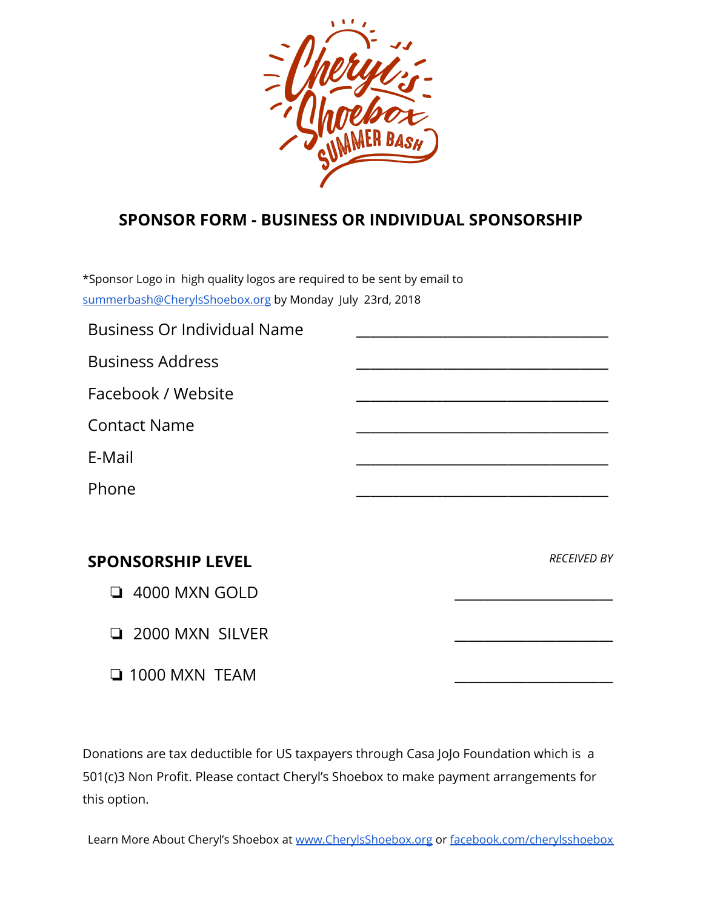## SPONSOR FORM - BUSINESS OR INDIVIDUAL SPONSORSHIP

*Sponsor Logo in high quality logos are required to be sent by email to summerbash@CherylsShoebox.org by Monday July 23rd, 2018

| | |
|---|---|
| Business Or Individual Name | ________________________________ |
| Business Address | ________________________________ |
| Facebook / Website | ________________________________ |
| Contact Name | ________________________________ |
| E-Mail | ________________________________ |
| Phone | ________________________________ |

| **SPONSORSHIP LEVEL** | *RECEIVED BY* |
|---|---|
| ❏ 4000 MXN GOLD | ____________________ |
| ❏ 2000 MXN SILVER | ____________________ |
| ❏ 1000 MXN TEAM | ____________________ |

Donations are tax deductible for US taxpayers through Casa JoJo Foundation which is a 501(c)3 Non Profit. Please contact Cheryl's Shoebox to make payment arrangements for this option.

Learn More About Cheryl's Shoebox at www.CherylsShoebox.org or facebook.com/cherylsshoebox